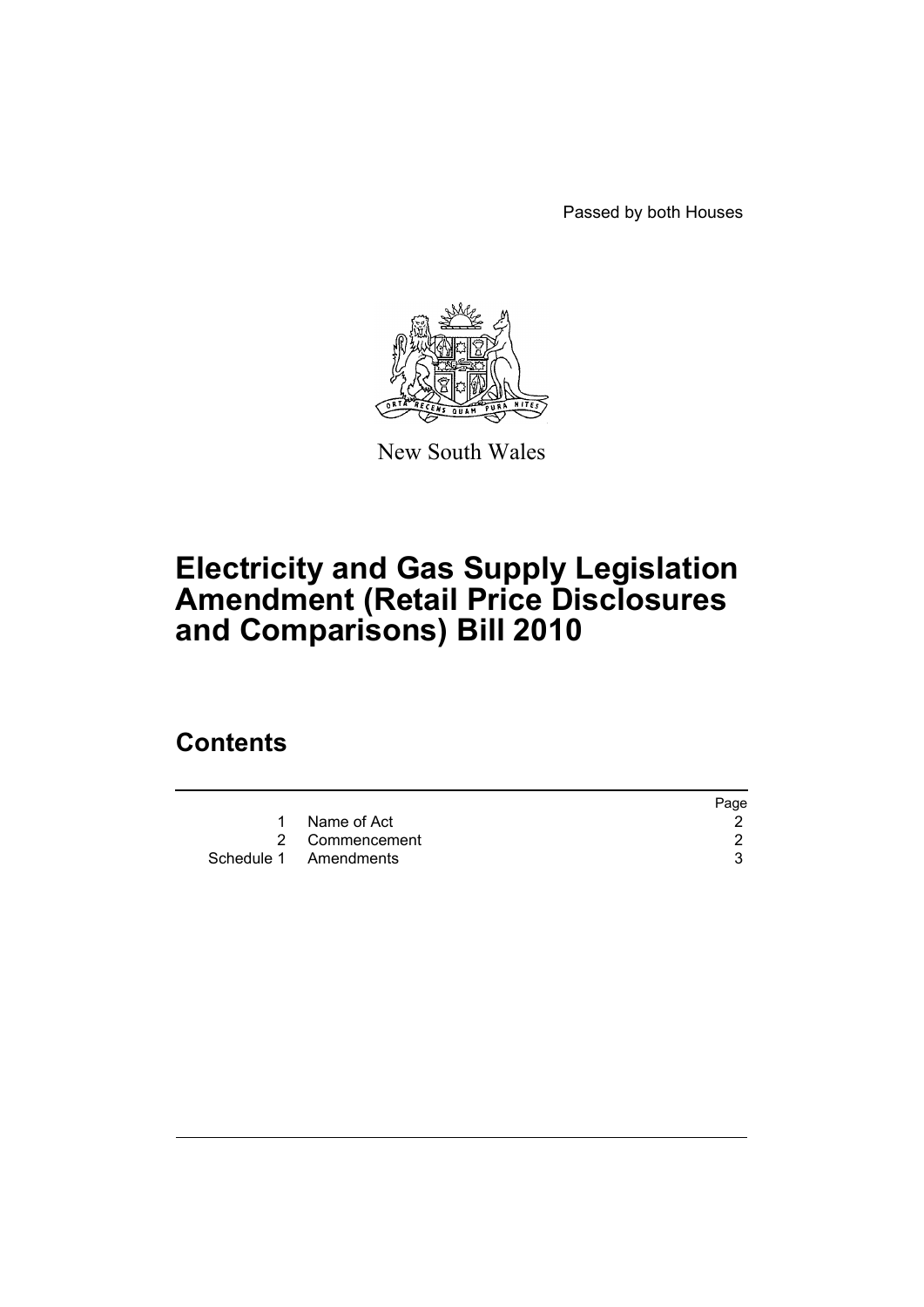Passed by both Houses

New South Wales

# Electricity and Gas Supply Legislation Amendment (Retail Price Disclosures and Comparisons) Bill 2010

## Contents

| | | Page |
|---|---|---|
| 1 | Name of Act | 2 |
| 2 | Commencement | 2 |
| Schedule 1 | Amendments | 3 |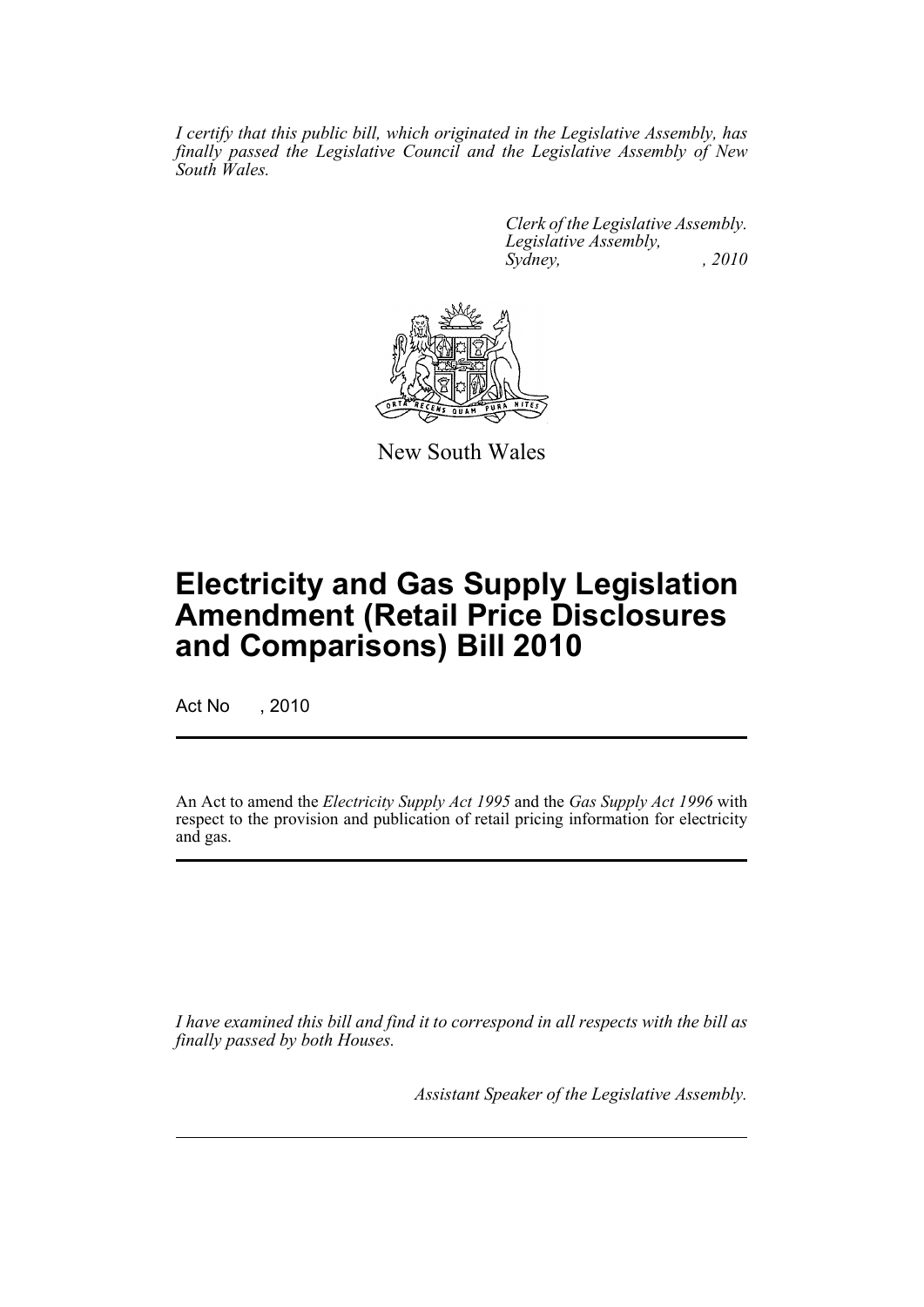*I certify that this public bill, which originated in the Legislative Assembly, has finally passed the Legislative Council and the Legislative Assembly of New South Wales.*

*Clerk of the Legislative Assembly.*
*Legislative Assembly,*
*Sydney, , 2010*

New South Wales

# Electricity and Gas Supply Legislation Amendment (Retail Price Disclosures and Comparisons) Bill 2010

Act No , 2010

An Act to amend the *Electricity Supply Act 1995* and the *Gas Supply Act 1996* with respect to the provision and publication of retail pricing information for electricity and gas.

*I have examined this bill and find it to correspond in all respects with the bill as finally passed by both Houses.*

*Assistant Speaker of the Legislative Assembly.*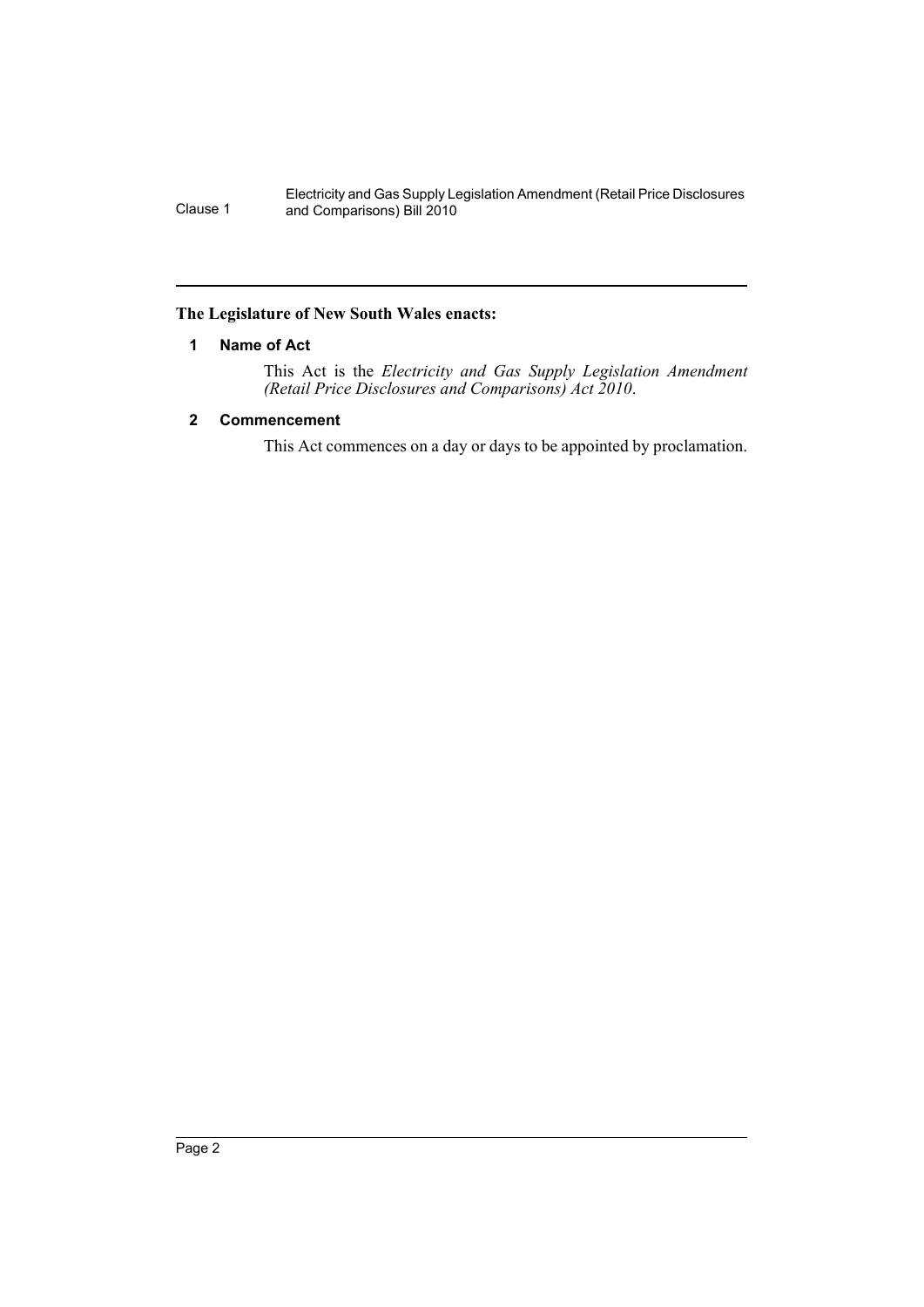**The Legislature of New South Wales enacts:**

### 1 Name of Act

This Act is the *Electricity and Gas Supply Legislation Amendment (Retail Price Disclosures and Comparisons) Act 2010*.

### 2 Commencement

This Act commences on a day or days to be appointed by proclamation.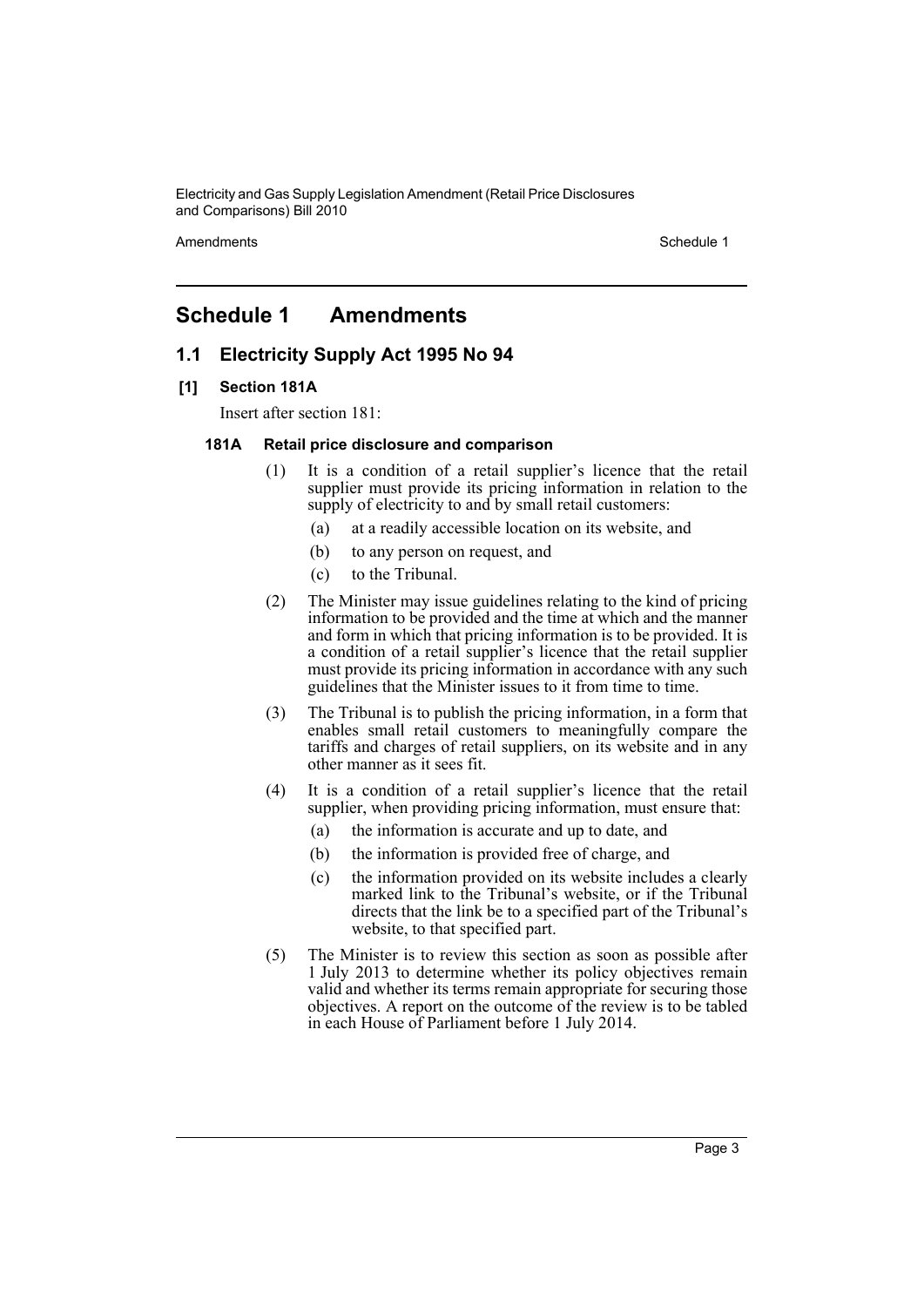# Schedule 1 Amendments

## 1.1 Electricity Supply Act 1995 No 94

### [1] Section 181A

Insert after section 181:

#### 181A Retail price disclosure and comparison

(1) It is a condition of a retail supplier's licence that the retail supplier must provide its pricing information in relation to the supply of electricity to and by small retail customers:

- (a) at a readily accessible location on its website, and
- (b) to any person on request, and
- (c) to the Tribunal.

(2) The Minister may issue guidelines relating to the kind of pricing information to be provided and the time at which and the manner and form in which that pricing information is to be provided. It is a condition of a retail supplier's licence that the retail supplier must provide its pricing information in accordance with any such guidelines that the Minister issues to it from time to time.

(3) The Tribunal is to publish the pricing information, in a form that enables small retail customers to meaningfully compare the tariffs and charges of retail suppliers, on its website and in any other manner as it sees fit.

(4) It is a condition of a retail supplier's licence that the retail supplier, when providing pricing information, must ensure that:

- (a) the information is accurate and up to date, and
- (b) the information is provided free of charge, and
- (c) the information provided on its website includes a clearly marked link to the Tribunal's website, or if the Tribunal directs that the link be to a specified part of the Tribunal's website, to that specified part.

(5) The Minister is to review this section as soon as possible after 1 July 2013 to determine whether its policy objectives remain valid and whether its terms remain appropriate for securing those objectives. A report on the outcome of the review is to be tabled in each House of Parliament before 1 July 2014.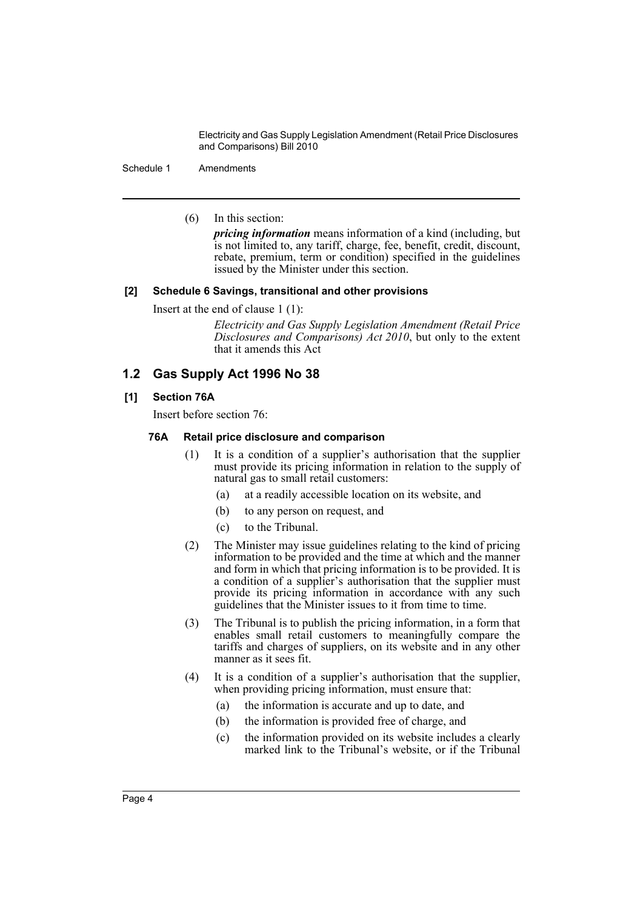(6) In this section:

*pricing information* means information of a kind (including, but is not limited to, any tariff, charge, fee, benefit, credit, discount, rebate, premium, term or condition) specified in the guidelines issued by the Minister under this section.

**[2] Schedule 6 Savings, transitional and other provisions**

Insert at the end of clause 1 (1):

*Electricity and Gas Supply Legislation Amendment (Retail Price Disclosures and Comparisons) Act 2010*, but only to the extent that it amends this Act

## 1.2 Gas Supply Act 1996 No 38

**[1] Section 76A**

Insert before section 76:

**76A Retail price disclosure and comparison**

(1) It is a condition of a supplier's authorisation that the supplier must provide its pricing information in relation to the supply of natural gas to small retail customers:

(a) at a readily accessible location on its website, and

(b) to any person on request, and

(c) to the Tribunal.

(2) The Minister may issue guidelines relating to the kind of pricing information to be provided and the time at which and the manner and form in which that pricing information is to be provided. It is a condition of a supplier's authorisation that the supplier must provide its pricing information in accordance with any such guidelines that the Minister issues to it from time to time.

(3) The Tribunal is to publish the pricing information, in a form that enables small retail customers to meaningfully compare the tariffs and charges of suppliers, on its website and in any other manner as it sees fit.

(4) It is a condition of a supplier's authorisation that the supplier, when providing pricing information, must ensure that:

(a) the information is accurate and up to date, and

(b) the information is provided free of charge, and

(c) the information provided on its website includes a clearly marked link to the Tribunal's website, or if the Tribunal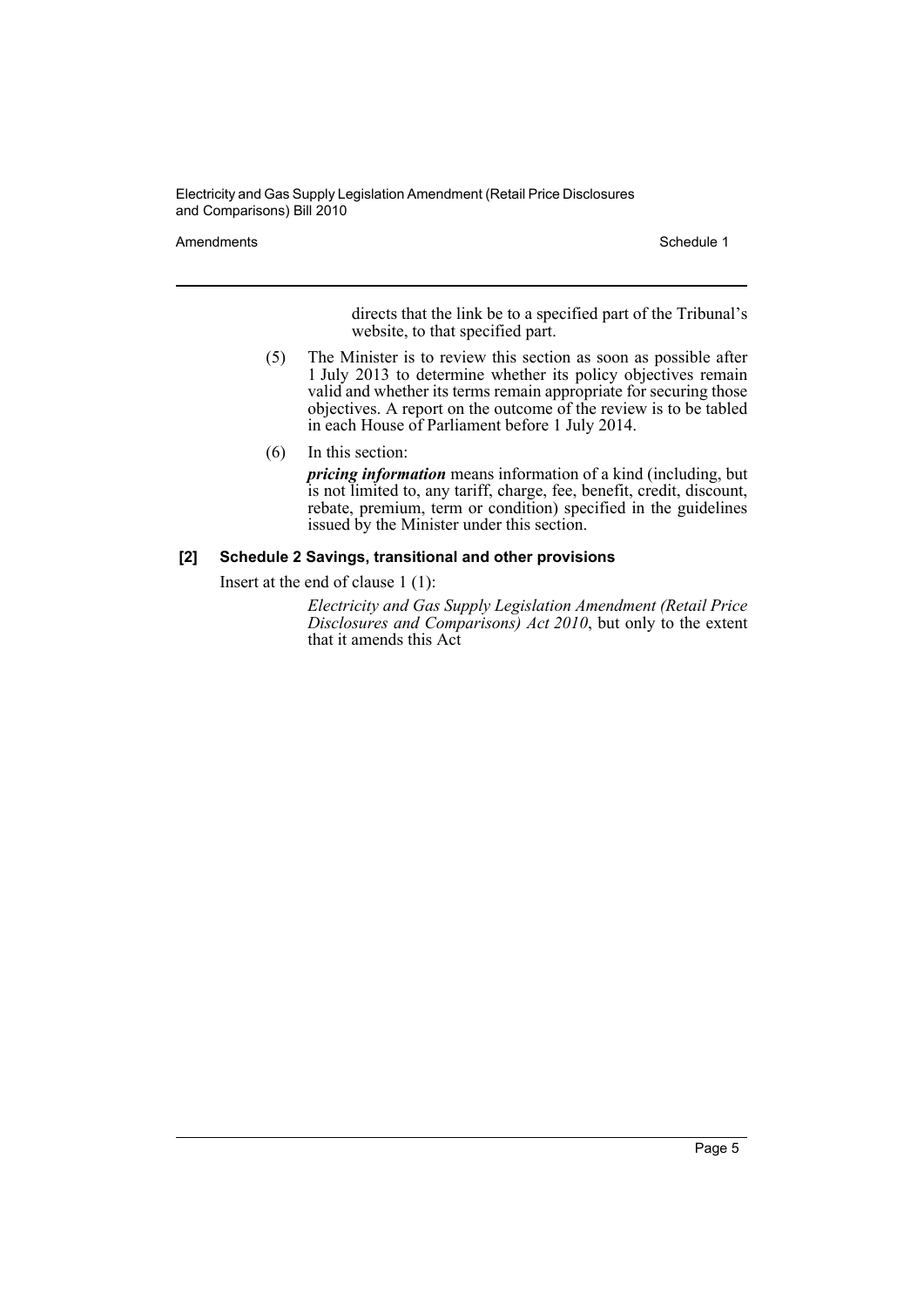directs that the link be to a specified part of the Tribunal's website, to that specified part.

(5) The Minister is to review this section as soon as possible after 1 July 2013 to determine whether its policy objectives remain valid and whether its terms remain appropriate for securing those objectives. A report on the outcome of the review is to be tabled in each House of Parliament before 1 July 2014.

(6) In this section:

***pricing information*** means information of a kind (including, but is not limited to, any tariff, charge, fee, benefit, credit, discount, rebate, premium, term or condition) specified in the guidelines issued by the Minister under this section.

**[2] Schedule 2 Savings, transitional and other provisions**

Insert at the end of clause 1 (1):

*Electricity and Gas Supply Legislation Amendment (Retail Price Disclosures and Comparisons) Act 2010*, but only to the extent that it amends this Act